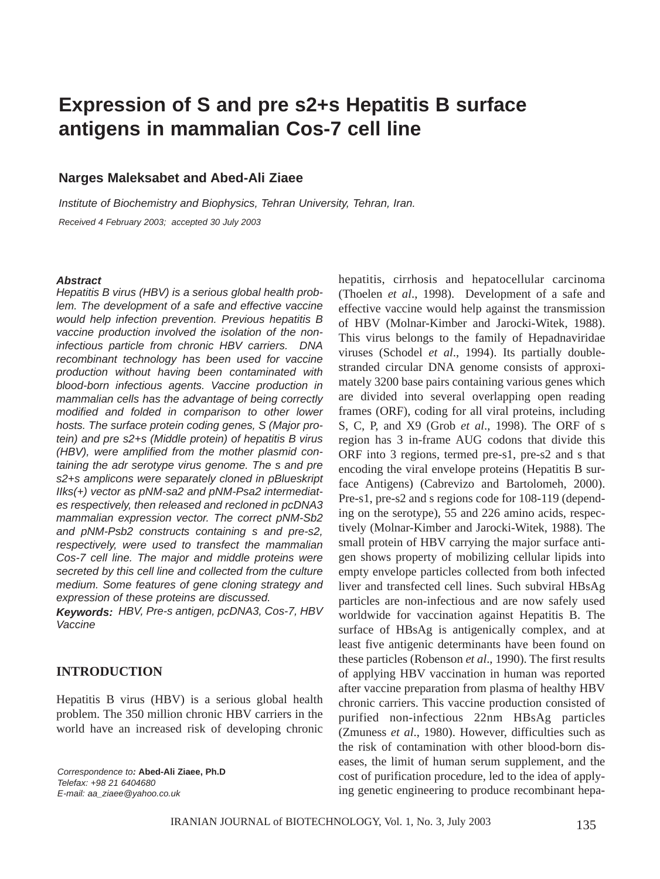# Expression of S and pre s2+s Hepatitis B surface antigens in mammalian Cos-7 cell line

**Narges Maleksabet and Abed-Ali Ziaee**

*Institute of Biochemistry and Biophysics, Tehran University, Tehran, Iran.*

*Received 4 February 2003; accepted 30 July 2003*

***Abstract***

*Hepatitis B virus (HBV) is a serious global health problem. The development of a safe and effective vaccine would help infection prevention. Previous hepatitis B vaccine production involved the isolation of the non-infectious particle from chronic HBV carriers. DNA recombinant technology has been used for vaccine production without having been contaminated with blood-born infectious agents. Vaccine production in mammalian cells has the advantage of being correctly modified and folded in comparison to other lower hosts. The surface protein coding genes, S (Major protein) and pre s2+s (Middle protein) of hepatitis B virus (HBV), were amplified from the mother plasmid containing the adr serotype virus genome. The s and pre s2+s amplicons were separately cloned in pBlueskript IIks(+) vector as pNM-sa2 and pNM-Psa2 intermediates respectively, then released and recloned in pcDNA3 mammalian expression vector. The correct pNM-Sb2 and pNM-Psb2 constructs containing s and pre-s2, respectively, were used to transfect the mammalian Cos-7 cell line. The major and middle proteins were secreted by this cell line and collected from the culture medium. Some features of gene cloning strategy and expression of these proteins are discussed.*

***Keywords:*** *HBV, Pre-s antigen, pcDNA3, Cos-7, HBV Vaccine*

## INTRODUCTION

Hepatitis B virus (HBV) is a serious global health problem. The 350 million chronic HBV carriers in the world have an increased risk of developing chronic hepatitis, cirrhosis and hepatocellular carcinoma (Thoelen *et al*., 1998). Development of a safe and effective vaccine would help against the transmission of HBV (Molnar-Kimber and Jarocki-Witek, 1988). This virus belongs to the family of Hepadnaviridae viruses (Schodel *et al*., 1994). Its partially double-stranded circular DNA genome consists of approximately 3200 base pairs containing various genes which are divided into several overlapping open reading frames (ORF), coding for all viral proteins, including S, C, P, and X9 (Grob *et al*., 1998). The ORF of s region has 3 in-frame AUG codons that divide this ORF into 3 regions, termed pre-s1, pre-s2 and s that encoding the viral envelope proteins (Hepatitis B surface Antigens) (Cabrevizo and Bartolomeh, 2000). Pre-s1, pre-s2 and s regions code for 108-119 (depending on the serotype), 55 and 226 amino acids, respectively (Molnar-Kimber and Jarocki-Witek, 1988). The small protein of HBV carrying the major surface antigen shows property of mobilizing cellular lipids into empty envelope particles collected from both infected liver and transfected cell lines. Such subviral HBsAg particles are non-infectious and are now safely used worldwide for vaccination against Hepatitis B. The surface of HBsAg is antigenically complex, and at least five antigenic determinants have been found on these particles (Robenson *et al*., 1990). The first results of applying HBV vaccination in human was reported after vaccine preparation from plasma of healthy HBV chronic carriers. This vaccine production consisted of purified non-infectious 22nm HBsAg particles (Zmuness *et al*., 1980). However, difficulties such as the risk of contamination with other blood-born diseases, the limit of human serum supplement, and the cost of purification procedure, led to the idea of applying genetic engineering to produce recombinant hepa-

*Correspondence to:* **Abed-Ali Ziaee, Ph.D**
*Telefax: +98 21 6404680*
*E-mail: aa_ziaee@yahoo.co.uk*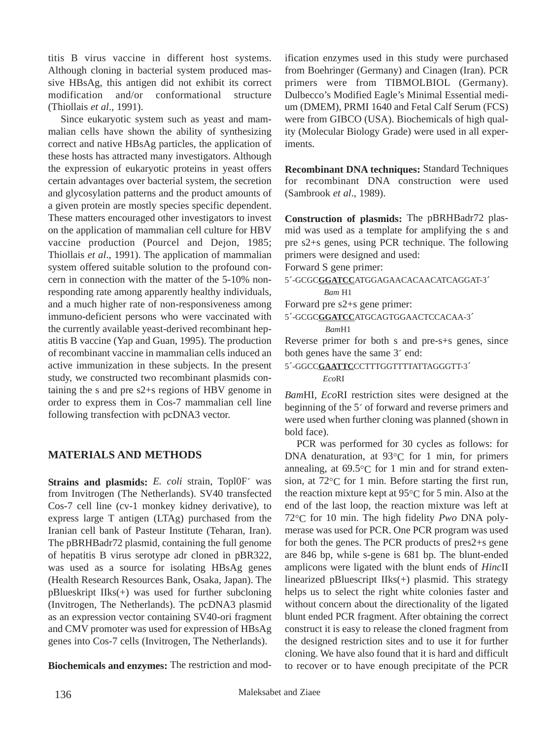titis B virus vaccine in different host systems. Although cloning in bacterial system produced massive HBsAg, this antigen did not exhibit its correct modification and/or conformational structure (Thiollais *et al*., 1991).

Since eukaryotic system such as yeast and mammalian cells have shown the ability of synthesizing correct and native HBsAg particles, the application of these hosts has attracted many investigators. Although the expression of eukaryotic proteins in yeast offers certain advantages over bacterial system, the secretion and glycosylation patterns and the product amounts of a given protein are mostly species specific dependent. These matters encouraged other investigators to invest on the application of mammalian cell culture for HBV vaccine production (Pourcel and Dejon, 1985; Thiollais *et al*., 1991). The application of mammalian system offered suitable solution to the profound concern in connection with the matter of the 5-10% non-responding rate among apparently healthy individuals, and a much higher rate of non-responsiveness among immuno-deficient persons who were vaccinated with the currently available yeast-derived recombinant hepatitis B vaccine (Yap and Guan, 1995). The production of recombinant vaccine in mammalian cells induced an active immunization in these subjects. In the present study, we constructed two recombinant plasmids containing the s and pre s2+s regions of HBV genome in order to express them in Cos-7 mammalian cell line following transfection with pcDNA3 vector.

## MATERIALS AND METHODS

**Strains and plasmids:** *E. coli* strain, Topl0F´ was from Invitrogen (The Netherlands). SV40 transfected Cos-7 cell line (cv-1 monkey kidney derivative), to express large T antigen (LTAg) purchased from the Iranian cell bank of Pasteur Institute (Teharan, Iran). The pBRHBadr72 plasmid, containing the full genome of hepatitis B virus serotype adr cloned in pBR322, was used as a source for isolating HBsAg genes (Health Research Resources Bank, Osaka, Japan). The pBlueskript IIks(+) was used for further subcloning (Invitrogen, The Netherlands). The pcDNA3 plasmid as an expression vector containing SV40-ori fragment and CMV promoter was used for expression of HBsAg genes into Cos-7 cells (Invitrogen, The Netherlands).

**Biochemicals and enzymes:** The restriction and modification enzymes used in this study were purchased from Boehringer (Germany) and Cinagen (Iran). PCR primers were from TIBMOLBIOL (Germany). Dulbecco's Modified Eagle's Minimal Essential medium (DMEM), PRMI 1640 and Fetal Calf Serum (FCS) were from GIBCO (USA). Biochemicals of high quality (Molecular Biology Grade) were used in all experiments.

**Recombinant DNA techniques:** Standard Techniques for recombinant DNA construction were used (Sambrook *et al*., 1989).

**Construction of plasmids:** The pBRHBadr72 plasmid was used as a template for amplifying the s and pre s2+s genes, using PCR technique. The following primers were designed and used:

Forward S gene primer:

5´-GCGC**GGATCC**ATGGAGAACACAACATCAGGAT-3´
*Bam* H1

Forward pre s2+s gene primer:

5´-GCGC**GGATCC**ATGCAGTGGAACTCCACAA-3´
*Bam*H1

Reverse primer for both s and pre-s+s genes, since both genes have the same 3´ end:

5´-GGCC**GAATTC**CCTTTGGTTTTATTAGGGTT-3´
*Eco*RI

*Bam*HI, *Eco*RI restriction sites were designed at the beginning of the 5´ of forward and reverse primers and were used when further cloning was planned (shown in bold face).

PCR was performed for 30 cycles as follows: for DNA denaturation, at 93°C for 1 min, for primers annealing, at 69.5°C for 1 min and for strand extension, at 72°C for 1 min. Before starting the first run, the reaction mixture kept at 95°C for 5 min. Also at the end of the last loop, the reaction mixture was left at 72°C for 10 min. The high fidelity *Pwo* DNA polymerase was used for PCR. One PCR program was used for both the genes. The PCR products of pres2+s gene are 846 bp, while s-gene is 681 bp. The blunt-ended amplicons were ligated with the blunt ends of *Hinc*II linearized pBluescript IIks(+) plasmid. This strategy helps us to select the right white colonies faster and without concern about the directionality of the ligated blunt ended PCR fragment. After obtaining the correct construct it is easy to release the cloned fragment from the designed restriction sites and to use it for further cloning. We have also found that it is hard and difficult to recover or to have enough precipitate of the PCR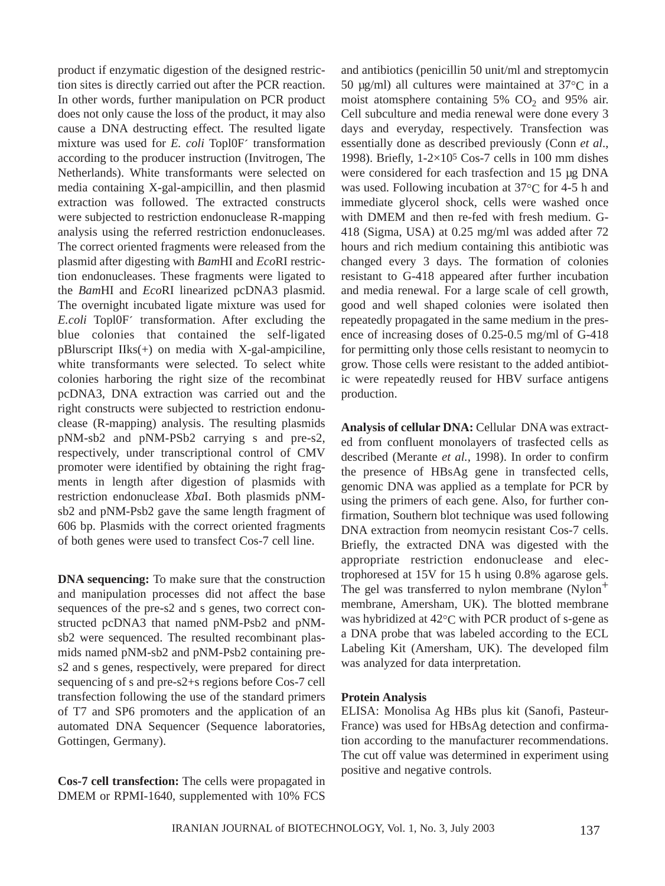product if enzymatic digestion of the designed restriction sites is directly carried out after the PCR reaction. In other words, further manipulation on PCR product does not only cause the loss of the product, it may also cause a DNA destructing effect. The resulted ligate mixture was used for *E. coli* Topl0F´ transformation according to the producer instruction (Invitrogen, The Netherlands). White transformants were selected on media containing X-gal-ampicillin, and then plasmid extraction was followed. The extracted constructs were subjected to restriction endonuclease R-mapping analysis using the referred restriction endonucleases. The correct oriented fragments were released from the plasmid after digesting with *Bam*HI and *Eco*RI restriction endonucleases. These fragments were ligated to the *Bam*HI and *Eco*RI linearized pcDNA3 plasmid. The overnight incubated ligate mixture was used for *E.coli* Topl0F´ transformation. After excluding the blue colonies that contained the self-ligated pBlurscript IIks(+) on media with X-gal-ampiciline, white transformants were selected. To select white colonies harboring the right size of the recombinat pcDNA3, DNA extraction was carried out and the right constructs were subjected to restriction endonuclease (R-mapping) analysis. The resulting plasmids pNM-sb2 and pNM-PSb2 carrying s and pre-s2, respectively, under transcriptional control of CMV promoter were identified by obtaining the right fragments in length after digestion of plasmids with restriction endonuclease *Xba*I. Both plasmids pNM-sb2 and pNM-Psb2 gave the same length fragment of 606 bp. Plasmids with the correct oriented fragments of both genes were used to transfect Cos-7 cell line.

**DNA sequencing:** To make sure that the construction and manipulation processes did not affect the base sequences of the pre-s2 and s genes, two correct constructed pcDNA3 that named pNM-Psb2 and pNM-sb2 were sequenced. The resulted recombinant plasmids named pNM-sb2 and pNM-Psb2 containing pre-s2 and s genes, respectively, were prepared for direct sequencing of s and pre-s2+s regions before Cos-7 cell transfection following the use of the standard primers of T7 and SP6 promoters and the application of an automated DNA Sequencer (Sequence laboratories, Gottingen, Germany).

**Cos-7 cell transfection:** The cells were propagated in DMEM or RPMI-1640, supplemented with 10% FCS and antibiotics (penicillin 50 unit/ml and streptomycin 50 μg/ml) all cultures were maintained at 37°C in a moist atomsphere containing 5% $CO_2$ and 95% air. Cell subculture and media renewal were done every 3 days and everyday, respectively. Transfection was essentially done as described previously (Conn *et al*., 1998). Briefly, 1-2×$10^5$ Cos-7 cells in 100 mm dishes were considered for each trasfection and 15 μg DNA was used. Following incubation at 37°C for 4-5 h and immediate glycerol shock, cells were washed once with DMEM and then re-fed with fresh medium. G-418 (Sigma, USA) at 0.25 mg/ml was added after 72 hours and rich medium containing this antibiotic was changed every 3 days. The formation of colonies resistant to G-418 appeared after further incubation and media renewal. For a large scale of cell growth, good and well shaped colonies were isolated then repeatedly propagated in the same medium in the presence of increasing doses of 0.25-0.5 mg/ml of G-418 for permitting only those cells resistant to neomycin to grow. Those cells were resistant to the added antibiotic were repeatedly reused for HBV surface antigens production.

**Analysis of cellular DNA:** Cellular DNA was extracted from confluent monolayers of trasfected cells as described (Merante *et al.*, 1998). In order to confirm the presence of HBsAg gene in transfected cells, genomic DNA was applied as a template for PCR by using the primers of each gene. Also, for further confirmation, Southern blot technique was used following DNA extraction from neomycin resistant Cos-7 cells. Briefly, the extracted DNA was digested with the appropriate restriction endonuclease and electrophoresed at 15V for 15 h using 0.8% agarose gels. The gel was transferred to nylon membrane (Nylon$^+$ membrane, Amersham, UK). The blotted membrane was hybridized at 42°C with PCR product of s-gene as a DNA probe that was labeled according to the ECL Labeling Kit (Amersham, UK). The developed film was analyzed for data interpretation.

**Protein Analysis**

ELISA: Monolisa Ag HBs plus kit (Sanofi, Pasteur-France) was used for HBsAg detection and confirmation according to the manufacturer recommendations. The cut off value was determined in experiment using positive and negative controls.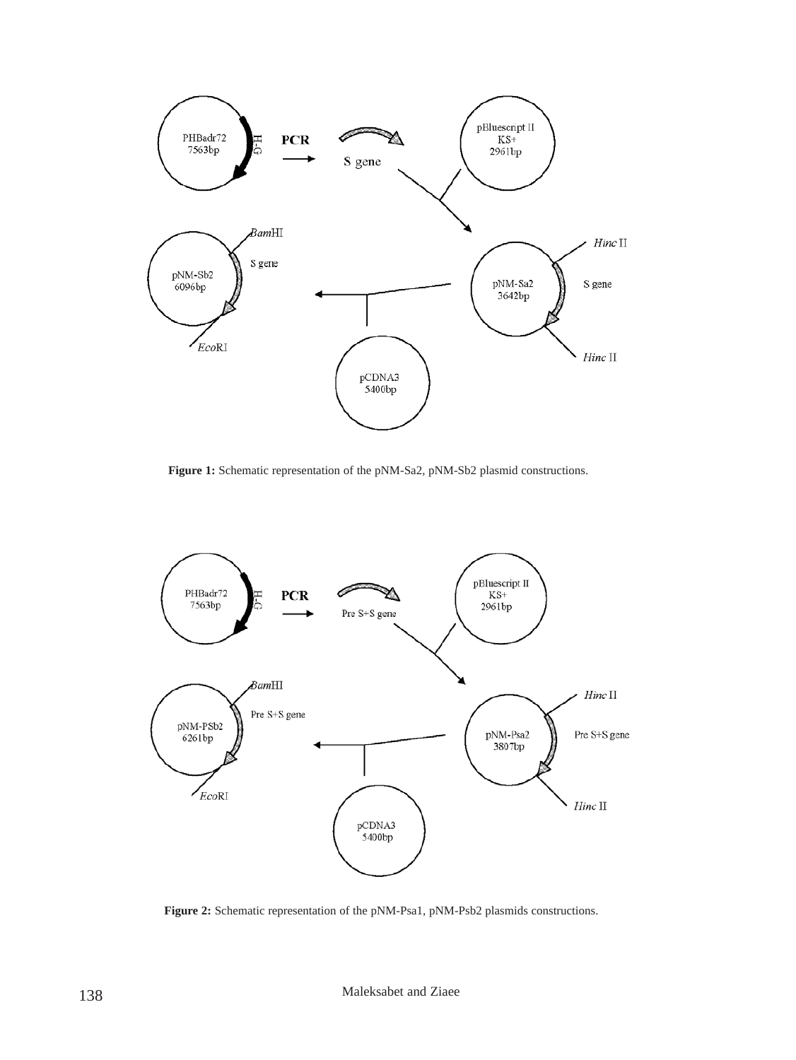Figure 1: Schematic representation of the pNM-Sa2, pNM-Sb2 plasmid constructions.

Figure 2: Schematic representation of the pNM-Psa1, pNM-Psb2 plasmids constructions.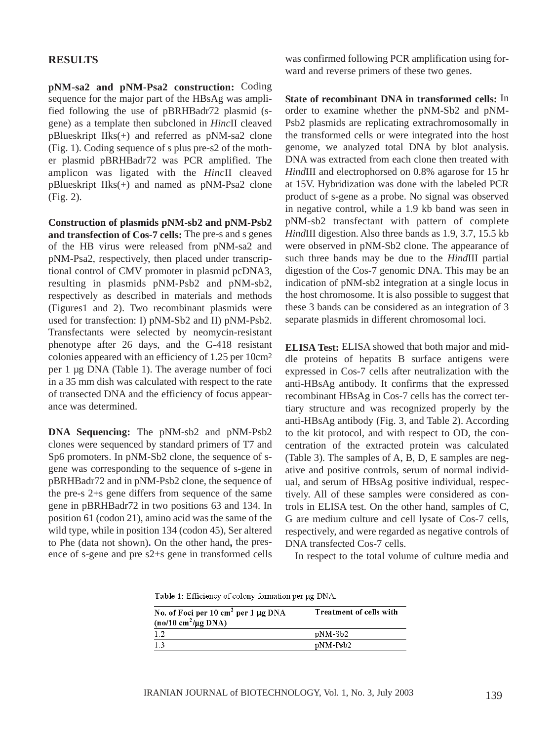## RESULTS

**pNM-sa2 and pNM-Psa2 construction:** Coding sequence for the major part of the HBsAg was amplified following the use of pBRHBadr72 plasmid (s-gene) as a template then subcloned in *Hinc*II cleaved pBlueskript IIks(+) and referred as pNM-sa2 clone (Fig. 1). Coding sequence of s plus pre-s2 of the mother plasmid pBRHBadr72 was PCR amplified. The amplicon was ligated with the *Hinc*II cleaved pBlueskript IIks(+) and named as pNM-Psa2 clone (Fig. 2).

**Construction of plasmids pNM-sb2 and pNM-Psb2 and transfection of Cos-7 cells:** The pre-s and s genes of the HB virus were released from pNM-sa2 and pNM-Psa2, respectively, then placed under transcriptional control of CMV promoter in plasmid pcDNA3, resulting in plasmids pNM-Psb2 and pNM-sb2, respectively as described in materials and methods (Figures1 and 2). Two recombinant plasmids were used for transfection: I) pNM-Sb2 and II) pNM-Psb2. Transfectants were selected by neomycin-resistant phenotype after 26 days, and the G-418 resistant colonies appeared with an efficiency of 1.25 per 10cm$^2$ per 1 μg DNA (Table 1). The average number of foci in a 35 mm dish was calculated with respect to the rate of transected DNA and the efficiency of focus appearance was determined.

**DNA Sequencing:** The pNM-sb2 and pNM-Psb2 clones were sequenced by standard primers of T7 and Sp6 promoters. In pNM-Sb2 clone, the sequence of s-gene was corresponding to the sequence of s-gene in pBRHBadr72 and in pNM-Psb2 clone, the sequence of the pre-s 2+s gene differs from sequence of the same gene in pBRHBadr72 in two positions 63 and 134. In position 61 (codon 21), amino acid was the same of the wild type, while in position 134 (codon 45), Ser altered to Phe (data not shown)**.** On the other hand**,** the presence of s-gene and pre s2+s gene in transformed cells was confirmed following PCR amplification using forward and reverse primers of these two genes.

**State of recombinant DNA in transformed cells:** In order to examine whether the pNM-Sb2 and pNM-Psb2 plasmids are replicating extrachromosomally in the transformed cells or were integrated into the host genome, we analyzed total DNA by blot analysis. DNA was extracted from each clone then treated with *Hind*III and electrophorsed on 0.8% agarose for 15 hr at 15V. Hybridization was done with the labeled PCR product of s-gene as a probe. No signal was observed in negative control, while a 1.9 kb band was seen in pNM-sb2 transfectant with pattern of complete *Hind*III digestion. Also three bands as 1.9, 3.7, 15.5 kb were observed in pNM-Sb2 clone. The appearance of such three bands may be due to the *Hind*III partial digestion of the Cos-7 genomic DNA. This may be an indication of pNM-sb2 integration at a single locus in the host chromosome. It is also possible to suggest that these 3 bands can be considered as an integration of 3 separate plasmids in different chromosomal loci.

**ELISA Test:** ELISA showed that both major and middle proteins of hepatits B surface antigens were expressed in Cos-7 cells after neutralization with the anti-HBsAg antibody. It confirms that the expressed recombinant HBsAg in Cos-7 cells has the correct tertiary structure and was recognized properly by the anti-HBsAg antibody (Fig. 3, and Table 2). According to the kit protocol, and with respect to OD, the concentration of the extracted protein was calculated (Table 3). The samples of A, B, D, E samples are negative and positive controls, serum of normal individual, and serum of HBsAg positive individual, respectively. All of these samples were considered as controls in ELISA test. On the other hand, samples of C, G are medium culture and cell lysate of Cos-7 cells, respectively, and were regarded as negative controls of DNA transfected Cos-7 cells.

In respect to the total volume of culture media and

Table 1: Efficiency of colony formation per μg DNA.

| No. of Foci per 10 cm$^2$ per 1 μg DNA (no/10 cm$^2$/μg DNA) | Treatment of cells with |
|---|---|
| 1.2 | pNM-Sb2 |
| 1.3 | pNM-Psb2 |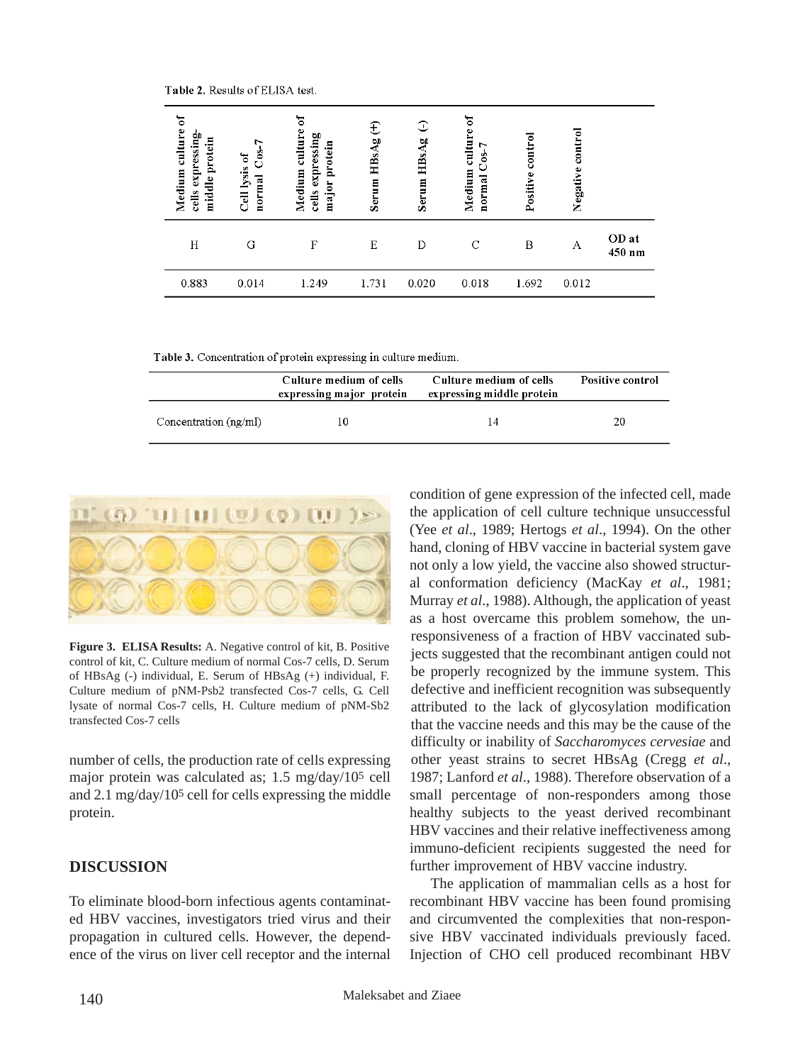Table 2. Results of ELISA test.

| Medium culture of cells expressing-middle protein | Cell lysis of normal Cos-7 | Medium culture of cells expressing major protein | Serum HBsAg (+) | Serum HBsAg (-) | Medium culture of normal Cos-7 | Positive control | Negative control | |
|---|---|---|---|---|---|---|---|---|
| H | G | F | E | D | C | B | A | OD at 450 nm |
| 0.883 | 0.014 | 1.249 | 1.731 | 0.020 | 0.018 | 1.692 | 0.012 | |

Table 3. Concentration of protein expressing in culture medium.

| | Culture medium of cells expressing major protein | Culture medium of cells expressing middle protein | Positive control |
|---|---|---|---|
| Concentration (ng/ml) | 10 | 14 | 20 |

**Figure 3. ELISA Results:** A. Negative control of kit, B. Positive control of kit, C. Culture medium of normal Cos-7 cells, D. Serum of HBsAg (-) individual, E. Serum of HBsAg (+) individual, F. Culture medium of pNM-Psb2 transfected Cos-7 cells, G. Cell lysate of normal Cos-7 cells, H. Culture medium of pNM-Sb2 transfected Cos-7 cells

number of cells, the production rate of cells expressing major protein was calculated as; 1.5 mg/day/$10^5$ cell and 2.1 mg/day/$10^5$ cell for cells expressing the middle protein.

## DISCUSSION

To eliminate blood-born infectious agents contaminated HBV vaccines, investigators tried virus and their propagation in cultured cells. However, the dependence of the virus on liver cell receptor and the internal condition of gene expression of the infected cell, made the application of cell culture technique unsuccessful (Yee *et al*., 1989; Hertogs *et al*., 1994). On the other hand, cloning of HBV vaccine in bacterial system gave not only a low yield, the vaccine also showed structural conformation deficiency (MacKay *et al*., 1981; Murray *et al*., 1988). Although, the application of yeast as a host overcame this problem somehow, the unresponsiveness of a fraction of HBV vaccinated subjects suggested that the recombinant antigen could not be properly recognized by the immune system. This defective and inefficient recognition was subsequently attributed to the lack of glycosylation modification that the vaccine needs and this may be the cause of the difficulty or inability of *Saccharomyces cervesiae* and other yeast strains to secret HBsAg (Cregg *et al*., 1987; Lanford *et al*., 1988). Therefore observation of a small percentage of non-responders among those healthy subjects to the yeast derived recombinant HBV vaccines and their relative ineffectiveness among immuno-deficient recipients suggested the need for further improvement of HBV vaccine industry.

The application of mammalian cells as a host for recombinant HBV vaccine has been found promising and circumvented the complexities that non-responsive HBV vaccinated individuals previously faced. Injection of CHO cell produced recombinant HBV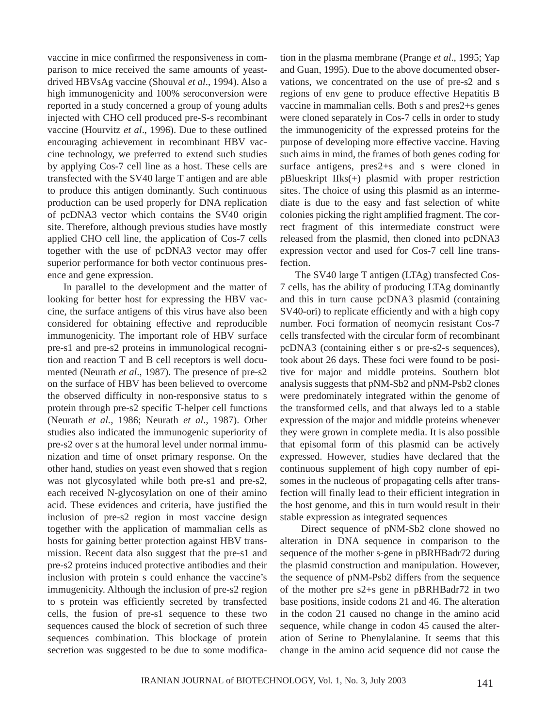vaccine in mice confirmed the responsiveness in comparison to mice received the same amounts of yeast-drived HBVsAg vaccine (Shouval *et al*., 1994). Also a high immunogenicity and 100% seroconversion were reported in a study concerned a group of young adults injected with CHO cell produced pre-S-s recombinant vaccine (Hourvitz *et al*., 1996). Due to these outlined encouraging achievement in recombinant HBV vaccine technology, we preferred to extend such studies by applying Cos-7 cell line as a host. These cells are transfected with the SV40 large T antigen and are able to produce this antigen dominantly. Such continuous production can be used properly for DNA replication of pcDNA3 vector which contains the SV40 origin site. Therefore, although previous studies have mostly applied CHO cell line, the application of Cos-7 cells together with the use of pcDNA3 vector may offer superior performance for both vector continuous presence and gene expression.

In parallel to the development and the matter of looking for better host for expressing the HBV vaccine, the surface antigens of this virus have also been considered for obtaining effective and reproducible immunogenicity. The important role of HBV surface pre-s1 and pre-s2 proteins in immunological recognition and reaction T and B cell receptors is well documented (Neurath *et al*., 1987). The presence of pre-s2 on the surface of HBV has been believed to overcome the observed difficulty in non-responsive status to s protein through pre-s2 specific T-helper cell functions (Neurath *et al.*, 1986; Neurath *et al*., 1987). Other studies also indicated the immunogenic superiority of pre-s2 over s at the humoral level under normal immunization and time of onset primary response. On the other hand, studies on yeast even showed that s region was not glycosylated while both pre-s1 and pre-s2, each received N-glycosylation on one of their amino acid. These evidences and criteria, have justified the inclusion of pre-s2 region in most vaccine design together with the application of mammalian cells as hosts for gaining better protection against HBV transmission. Recent data also suggest that the pre-s1 and pre-s2 proteins induced protective antibodies and their inclusion with protein s could enhance the vaccine's immugenicity. Although the inclusion of pre-s2 region to s protein was efficiently secreted by transfected cells, the fusion of pre-s1 sequence to these two sequences caused the block of secretion of such three sequences combination. This blockage of protein secretion was suggested to be due to some modification in the plasma membrane (Prange *et al*., 1995; Yap and Guan, 1995). Due to the above documented observations, we concentrated on the use of pre-s2 and s regions of env gene to produce effective Hepatitis B vaccine in mammalian cells. Both s and pres2+s genes were cloned separately in Cos-7 cells in order to study the immunogenicity of the expressed proteins for the purpose of developing more effective vaccine. Having such aims in mind, the frames of both genes coding for surface antigens, pres2+s and s were cloned in pBlueskript IIks(+) plasmid with proper restriction sites. The choice of using this plasmid as an intermediate is due to the easy and fast selection of white colonies picking the right amplified fragment. The correct fragment of this intermediate construct were released from the plasmid, then cloned into pcDNA3 expression vector and used for Cos-7 cell line transfection.

The SV40 large T antigen (LTAg) transfected Cos-7 cells, has the ability of producing LTAg dominantly and this in turn cause pcDNA3 plasmid (containing SV40-ori) to replicate efficiently and with a high copy number. Foci formation of neomycin resistant Cos-7 cells transfected with the circular form of recombinant pcDNA3 (containing either s or pre-s2-s sequences), took about 26 days. These foci were found to be positive for major and middle proteins. Southern blot analysis suggests that pNM-Sb2 and pNM-Psb2 clones were predominately integrated within the genome of the transformed cells, and that always led to a stable expression of the major and middle proteins whenever they were grown in complete media. It is also possible that episomal form of this plasmid can be actively expressed. However, studies have declared that the continuous supplement of high copy number of episomes in the nucleous of propagating cells after transfection will finally lead to their efficient integration in the host genome, and this in turn would result in their stable expression as integrated sequences

Direct sequence of pNM-Sb2 clone showed no alteration in DNA sequence in comparison to the sequence of the mother s-gene in pBRHBadr72 during the plasmid construction and manipulation. However, the sequence of pNM-Psb2 differs from the sequence of the mother pre s2+s gene in pBRHBadr72 in two base positions, inside codons 21 and 46. The alteration in the codon 21 caused no change in the amino acid sequence, while change in codon 45 caused the alteration of Serine to Phenylalanine. It seems that this change in the amino acid sequence did not cause the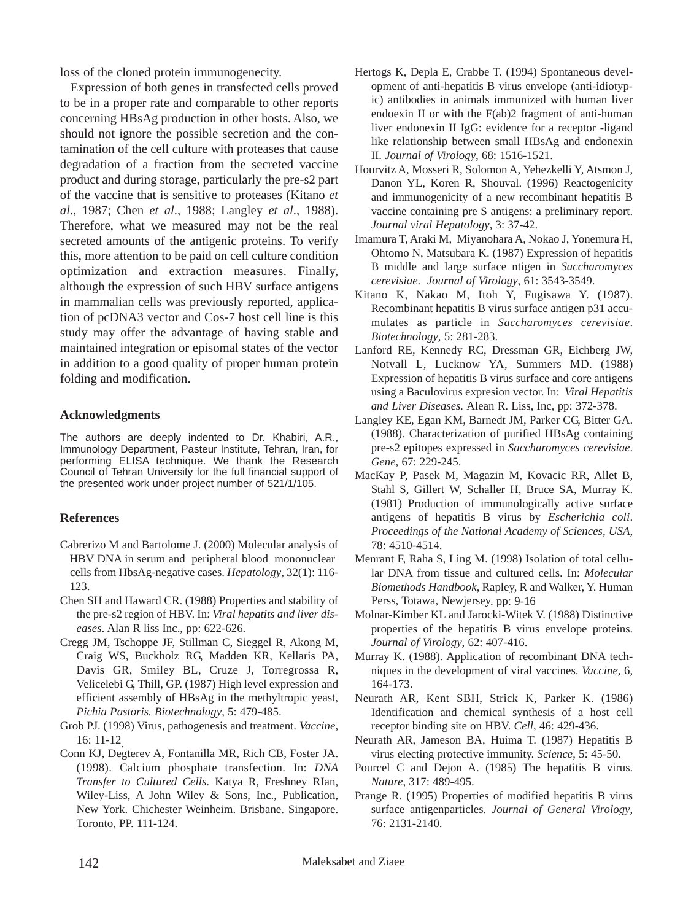loss of the cloned protein immunogenecity.

Expression of both genes in transfected cells proved to be in a proper rate and comparable to other reports concerning HBsAg production in other hosts. Also, we should not ignore the possible secretion and the contamination of the cell culture with proteases that cause degradation of a fraction from the secreted vaccine product and during storage, particularly the pre-s2 part of the vaccine that is sensitive to proteases (Kitano *et al*., 1987; Chen *et al*., 1988; Langley *et al*., 1988). Therefore, what we measured may not be the real secreted amounts of the antigenic proteins. To verify this, more attention to be paid on cell culture condition optimization and extraction measures. Finally, although the expression of such HBV surface antigens in mammalian cells was previously reported, application of pcDNA3 vector and Cos-7 host cell line is this study may offer the advantage of having stable and maintained integration or episomal states of the vector in addition to a good quality of proper human protein folding and modification.

## Acknowledgments

The authors are deeply indented to Dr. Khabiri, A.R., Immunology Department, Pasteur Institute, Tehran, Iran, for performing ELISA technique. We thank the Research Council of Tehran University for the full financial support of the presented work under project number of 521/1/105.

## References

Cabrerizo M and Bartolome J. (2000) Molecular analysis of HBV DNA in serum and peripheral blood mononuclear cells from HbsAg-negative cases. *Hepatology*, 32(1): 116-123.

Chen SH and Haward CR. (1988) Properties and stability of the pre-s2 region of HBV. In: *Viral hepatits and liver diseases*. Alan R liss Inc., pp: 622-626.

Cregg JM, Tschoppe JF, Stillman C, Sieggel R, Akong M, Craig WS, Buckholz RG, Madden KR, Kellaris PA, Davis GR, Smiley BL, Cruze J, Torregrossa R, Velicelebi G, Thill, GP. (1987) High level expression and efficient assembly of HBsAg in the methyltropic yeast, *Pichia Pastoris. Biotechnology*, 5: 479-485.

Grob PJ. (1998) Virus, pathogenesis and treatment. *Vaccine*, 16: 11-12.

Conn KJ, Degterev A, Fontanilla MR, Rich CB, Foster JA. (1998). Calcium phosphate transfection. In: *DNA Transfer to Cultured Cells*. Katya R, Freshney RIan, Wiley-Liss, A John Wiley & Sons, Inc., Publication, New York. Chichester Weinheim. Brisbane. Singapore. Toronto, PP. 111-124.

Hertogs K, Depla E, Crabbe T. (1994) Spontaneous development of anti-hepatitis B virus envelope (anti-idiotypic) antibodies in animals immunized with human liver endoexin II or with the F(ab)2 fragment of anti-human liver endonexin II IgG: evidence for a receptor -ligand like relationship between small HBsAg and endonexin II. *Journal of Virology*, 68: 1516-1521.

Hourvitz A, Mosseri R, Solomon A, Yehezkelli Y, Atsmon J, Danon YL, Koren R, Shouval. (1996) Reactogenicity and immunogenicity of a new recombinant hepatitis B vaccine containing pre S antigens: a preliminary report. *Journal viral Hepatology*, 3: 37-42.

Imamura T, Araki M, Miyanohara A, Nokao J, Yonemura H, Ohtomo N, Matsubara K. (1987) Expression of hepatitis B middle and large surface ntigen in *Saccharomyces cerevisiae*. *Journal of Virology*, 61: 3543-3549.

Kitano K, Nakao M, Itoh Y, Fugisawa Y. (1987). Recombinant hepatitis B virus surface antigen p31 accumulates as particle in *Saccharomyces cerevisiae*. *Biotechnology*, 5: 281-283.

Lanford RE, Kennedy RC, Dressman GR, Eichberg JW, Notvall L, Lucknow YA, Summers MD. (1988) Expression of hepatitis B virus surface and core antigens using a Baculovirus expresion vector. In: *Viral Hepatitis and Liver Diseases.* Alean R. Liss, Inc, pp: 372-378.

Langley KE, Egan KM, Barnedt JM, Parker CG, Bitter GA. (1988). Characterization of purified HBsAg containing pre-s2 epitopes expressed in *Saccharomyces cerevisiae*. *Gene*, 67: 229-245.

MacKay P, Pasek M, Magazin M, Kovacic RR, Allet B, Stahl S, Gillert W, Schaller H, Bruce SA, Murray K. (1981) Production of immunologically active surface antigens of hepatitis B virus by *Escherichia coli*. *Proceedings of the National Academy of Sciences, USA*, 78: 4510-4514.

Menrant F, Raha S, Ling M. (1998) Isolation of total cellular DNA from tissue and cultured cells. In: *Molecular Biomethods Handbook*, Rapley, R and Walker, Y. Human Perss, Totawa, Newjersey. pp: 9-16

Molnar-Kimber KL and Jarocki-Witek V. (1988) Distinctive properties of the hepatitis B virus envelope proteins. *Journal of Virology*, 62: 407-416.

Murray K. (1988). Application of recombinant DNA techniques in the development of viral vaccines. *Vaccine*, 6, 164-173.

Neurath AR, Kent SBH, Strick K, Parker K. (1986) Identification and chemical synthesis of a host cell receptor binding site on HBV. *Cell*, 46: 429-436.

Neurath AR, Jameson BA, Huima T. (1987) Hepatitis B virus electing protective immunity. *Science*, 5: 45-50.

Pourcel C and Dejon A. (1985) The hepatitis B virus. *Nature*, 317: 489-495.

Prange R. (1995) Properties of modified hepatitis B virus surface antigenparticles. *Journal of General Virology*, 76: 2131-2140.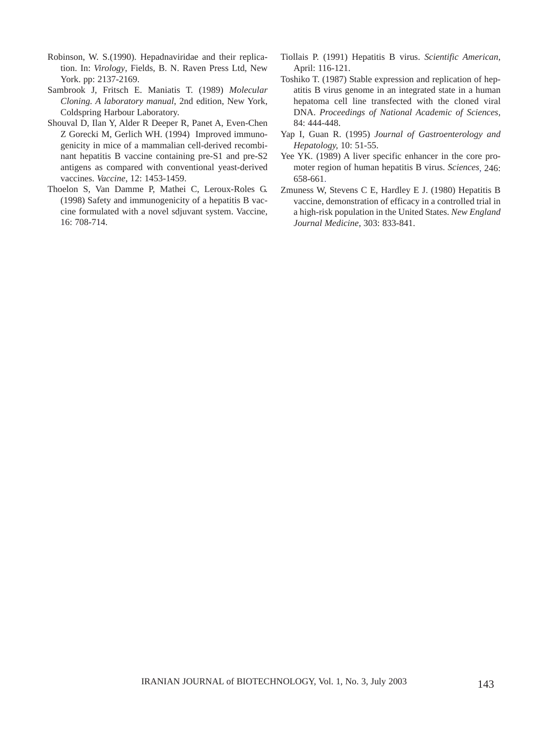Robinson, W. S.(1990). Hepadnaviridae and their replication. In: *Virology*, Fields, B. N. Raven Press Ltd, New York. pp: 2137-2169.

Sambrook J, Fritsch E. Maniatis T. (1989) *Molecular Cloning. A laboratory manual*, 2nd edition, New York, Coldspring Harbour Laboratory.

Shouval D, Ilan Y, Alder R Deeper R, Panet A, Even-Chen Z Gorecki M, Gerlich WH. (1994) Improved immunogenicity in mice of a mammalian cell-derived recombinant hepatitis B vaccine containing pre-S1 and pre-S2 antigens as compared with conventional yeast-derived vaccines. *Vaccine*, 12: 1453-1459.

Thoelon S, Van Damme P, Mathei C, Leroux-Roles G. (1998) Safety and immunogenicity of a hepatitis B vaccine formulated with a novel sdjuvant system. Vaccine, 16: 708-714.

Tiollais P. (1991) Hepatitis B virus. *Scientific American*, April: 116-121.

Toshiko T. (1987) Stable expression and replication of hepatitis B virus genome in an integrated state in a human hepatoma cell line transfected with the cloned viral DNA. *Proceedings of National Academic of Sciences*, 84: 444-448.

Yap I, Guan R. (1995) *Journal of Gastroenterology and Hepatology,* 10: 51-55.

Yee YK. (1989) A liver specific enhancer in the core promoter region of human hepatitis B virus. *Sciences*, 246: 658-661.

Zmuness W, Stevens C E, Hardley E J. (1980) Hepatitis B vaccine, demonstration of efficacy in a controlled trial in a high-risk population in the United States. *New England Journal Medicine*, 303: 833-841.